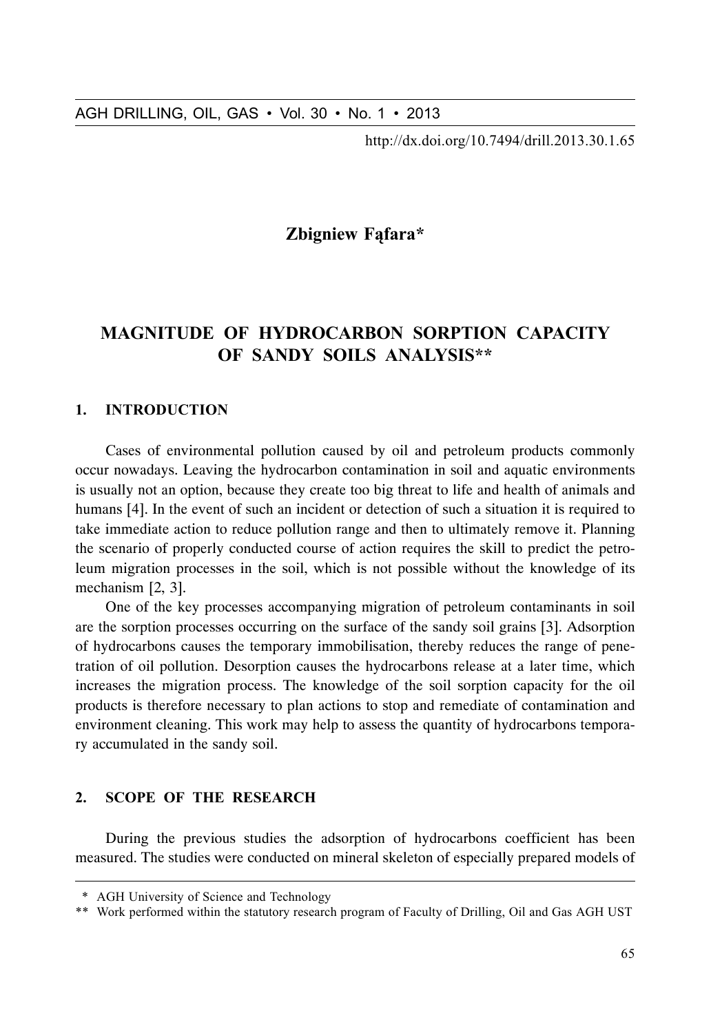Zbigniew Fąfara*

# MAGNITUDE OF HYDROCARBON SORPTION CAPACITY OF SANDY SOILS ANALYSIS**

## 1. INTRODUCTION

Cases of environmental pollution caused by oil and petroleum products commonly occur nowadays. Leaving the hydrocarbon contamination in soil and aquatic environments is usually not an option, because they create too big threat to life and health of animals and humans [4]. In the event of such an incident or detection of such a situation it is required to take immediate action to reduce pollution range and then to ultimately remove it. Planning the scenario of properly conducted course of action requires the skill to predict the petroleum migration processes in the soil, which is not possible without the knowledge of its mechanism [2, 3].

One of the key processes accompanying migration of petroleum contaminants in soil are the sorption processes occurring on the surface of the sandy soil grains [3]. Adsorption of hydrocarbons causes the temporary immobilisation, thereby reduces the range of penetration of oil pollution. Desorption causes the hydrocarbons release at a later time, which increases the migration process. The knowledge of the soil sorption capacity for the oil products is therefore necessary to plan actions to stop and remediate of contamination and environment cleaning. This work may help to assess the quantity of hydrocarbons temporary accumulated in the sandy soil.

## 2. SCOPE OF THE RESEARCH

During the previous studies the adsorption of hydrocarbons coefficient has been measured. The studies were conducted on mineral skeleton of especially prepared models of

---

\* AGH University of Science and Technology

\*\* Work performed within the statutory research program of Faculty of Drilling, Oil and Gas AGH UST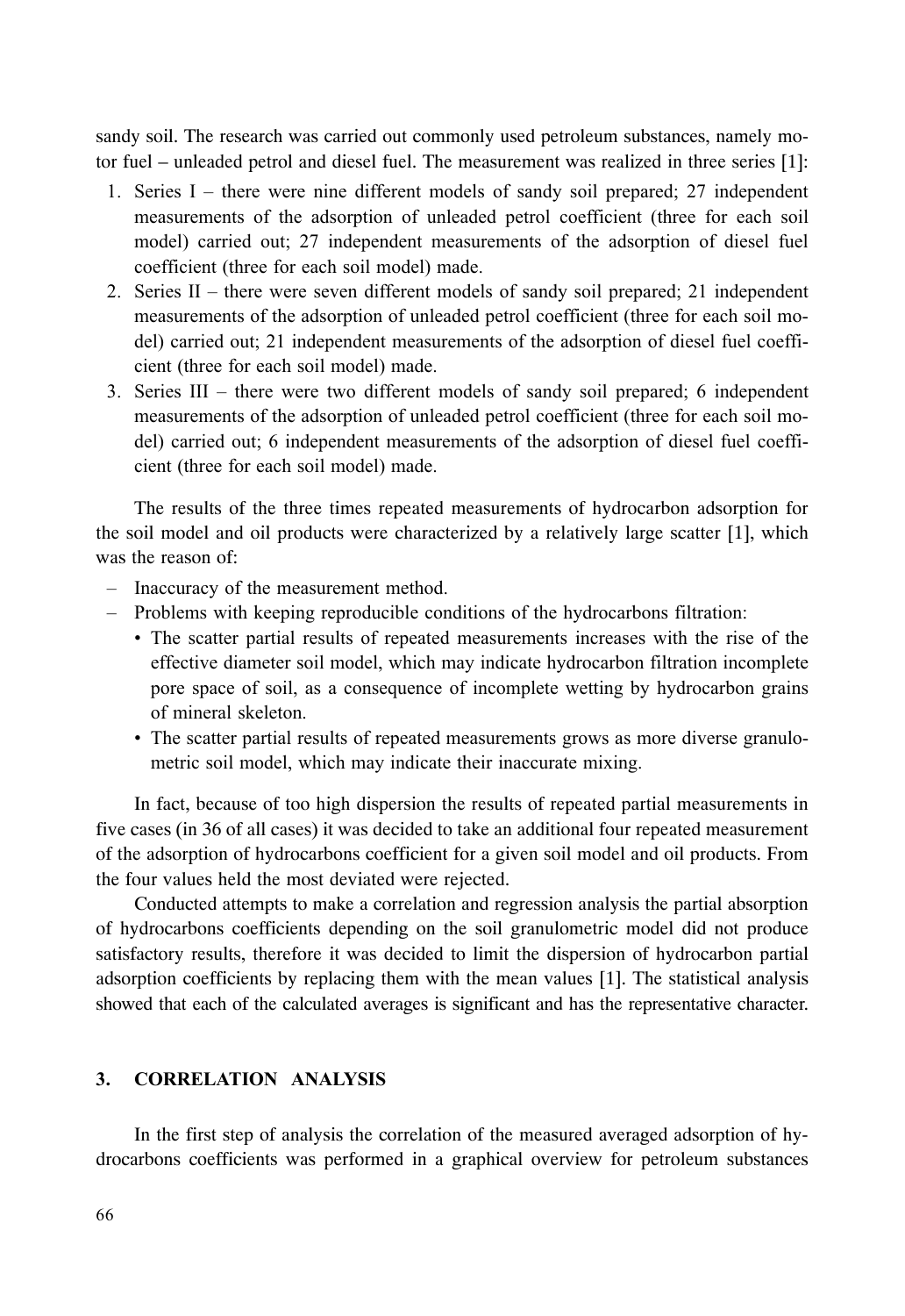sandy soil. The research was carried out commonly used petroleum substances, namely motor fuel – unleaded petrol and diesel fuel. The measurement was realized in three series [1]:

1. Series I – there were nine different models of sandy soil prepared; 27 independent measurements of the adsorption of unleaded petrol coefficient (three for each soil model) carried out; 27 independent measurements of the adsorption of diesel fuel coefficient (three for each soil model) made.
2. Series II – there were seven different models of sandy soil prepared; 21 independent measurements of the adsorption of unleaded petrol coefficient (three for each soil model) carried out; 21 independent measurements of the adsorption of diesel fuel coefficient (three for each soil model) made.
3. Series III – there were two different models of sandy soil prepared; 6 independent measurements of the adsorption of unleaded petrol coefficient (three for each soil model) carried out; 6 independent measurements of the adsorption of diesel fuel coefficient (three for each soil model) made.

The results of the three times repeated measurements of hydrocarbon adsorption for the soil model and oil products were characterized by a relatively large scatter [1], which was the reason of:

- Inaccuracy of the measurement method.
- Problems with keeping reproducible conditions of the hydrocarbons filtration:
  - The scatter partial results of repeated measurements increases with the rise of the effective diameter soil model, which may indicate hydrocarbon filtration incomplete pore space of soil, as a consequence of incomplete wetting by hydrocarbon grains of mineral skeleton.
  - The scatter partial results of repeated measurements grows as more diverse granulometric soil model, which may indicate their inaccurate mixing.

In fact, because of too high dispersion the results of repeated partial measurements in five cases (in 36 of all cases) it was decided to take an additional four repeated measurement of the adsorption of hydrocarbons coefficient for a given soil model and oil products. From the four values held the most deviated were rejected.

Conducted attempts to make a correlation and regression analysis the partial absorption of hydrocarbons coefficients depending on the soil granulometric model did not produce satisfactory results, therefore it was decided to limit the dispersion of hydrocarbon partial adsorption coefficients by replacing them with the mean values [1]. The statistical analysis showed that each of the calculated averages is significant and has the representative character.

## 3. CORRELATION ANALYSIS

In the first step of analysis the correlation of the measured averaged adsorption of hydrocarbons coefficients was performed in a graphical overview for petroleum substances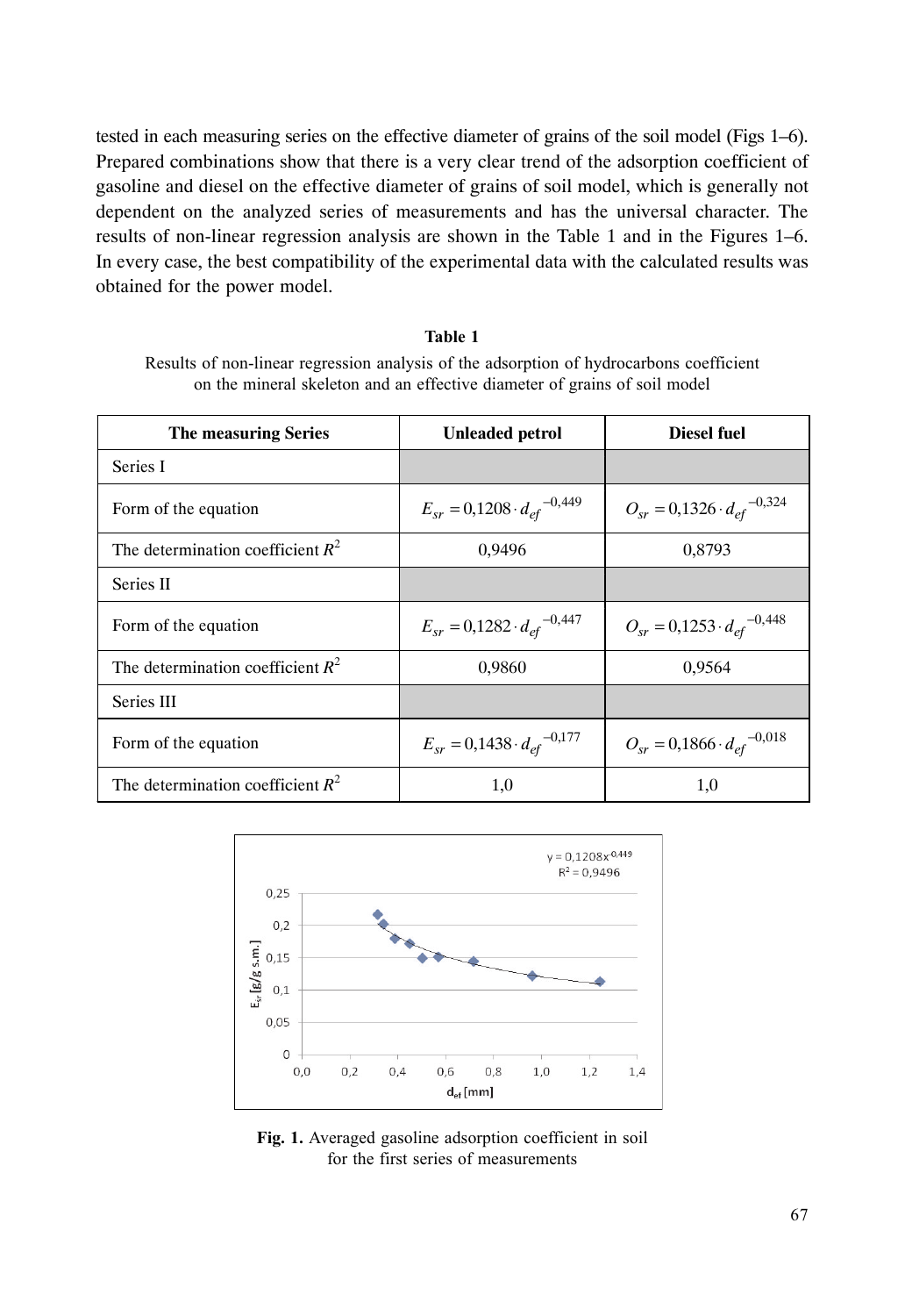tested in each measuring series on the effective diameter of grains of the soil model (Figs 1–6). Prepared combinations show that there is a very clear trend of the adsorption coefficient of gasoline and diesel on the effective diameter of grains of soil model, which is generally not dependent on the analyzed series of measurements and has the universal character. The results of non-linear regression analysis are shown in the Table 1 and in the Figures 1–6. In every case, the best compatibility of the experimental data with the calculated results was obtained for the power model.

**Table 1**

Results of non-linear regression analysis of the adsorption of hydrocarbons coefficient on the mineral skeleton and an effective diameter of grains of soil model

| The measuring Series | Unleaded petrol | Diesel fuel |
|---|---|---|
| Series I | | |
| Form of the equation | $E_{sr} = 0{,}1208 \cdot d_{ef}^{\;-0{,}449}$ | $O_{sr} = 0{,}1326 \cdot d_{ef}^{\;-0{,}324}$ |
| The determination coefficient $R^2$ | 0,9496 | 0,8793 |
| Series II | | |
| Form of the equation | $E_{sr} = 0{,}1282 \cdot d_{ef}^{\;-0{,}447}$ | $O_{sr} = 0{,}1253 \cdot d_{ef}^{\;-0{,}448}$ |
| The determination coefficient $R^2$ | 0,9860 | 0,9564 |
| Series III | | |
| Form of the equation | $E_{sr} = 0{,}1438 \cdot d_{ef}^{\;-0{,}177}$ | $O_{sr} = 0{,}1866 \cdot d_{ef}^{\;-0{,}018}$ |
| The determination coefficient $R^2$ | 1,0 | 1,0 |

**Fig. 1.** Averaged gasoline adsorption coefficient in soil for the first series of measurements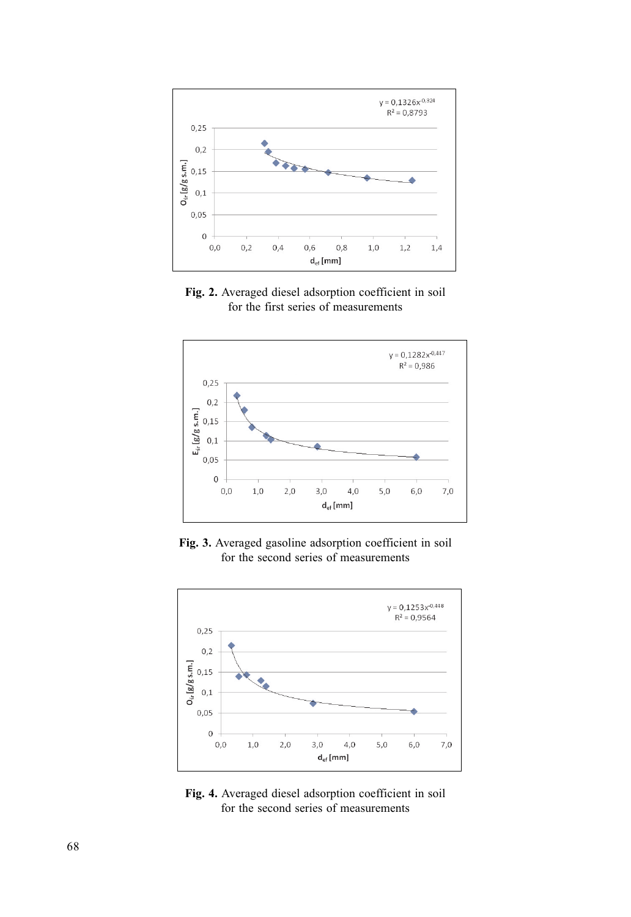Fig. 2. Averaged diesel adsorption coefficient in soil for the first series of measurements

Fig. 3. Averaged gasoline adsorption coefficient in soil for the second series of measurements

Fig. 4. Averaged diesel adsorption coefficient in soil for the second series of measurements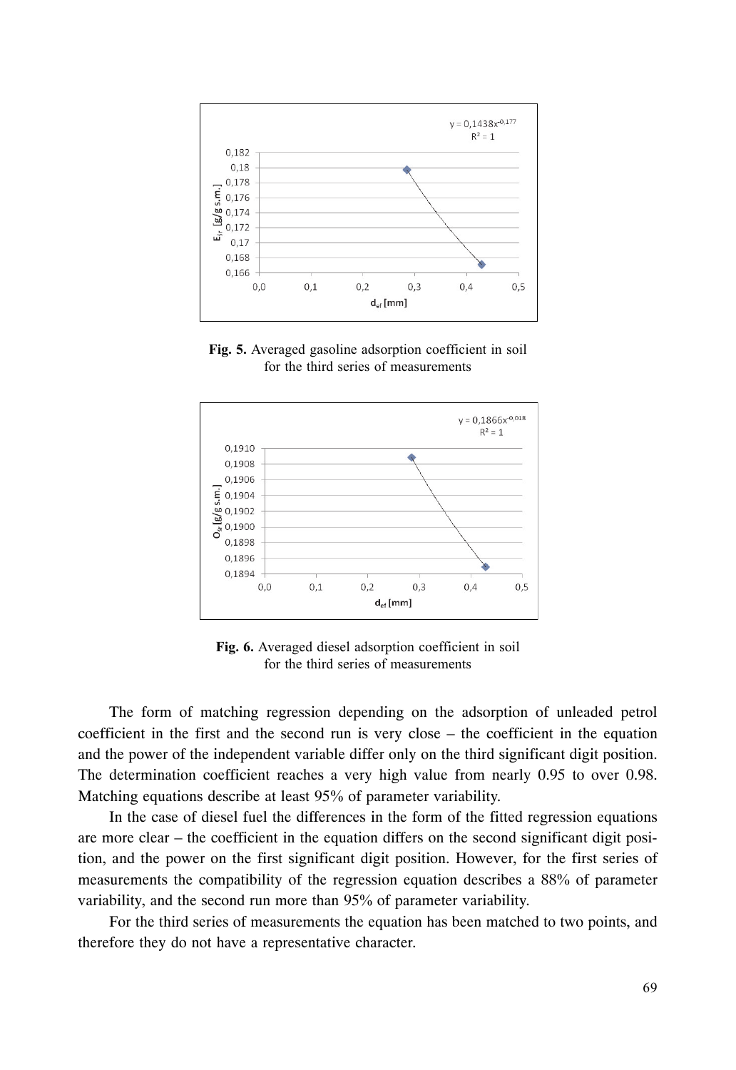**Fig. 5.** Averaged gasoline adsorption coefficient in soil for the third series of measurements

**Fig. 6.** Averaged diesel adsorption coefficient in soil for the third series of measurements

The form of matching regression depending on the adsorption of unleaded petrol coefficient in the first and the second run is very close – the coefficient in the equation and the power of the independent variable differ only on the third significant digit position. The determination coefficient reaches a very high value from nearly 0.95 to over 0.98. Matching equations describe at least 95% of parameter variability.

In the case of diesel fuel the differences in the form of the fitted regression equations are more clear – the coefficient in the equation differs on the second significant digit position, and the power on the first significant digit position. However, for the first series of measurements the compatibility of the regression equation describes a 88% of parameter variability, and the second run more than 95% of parameter variability.

For the third series of measurements the equation has been matched to two points, and therefore they do not have a representative character.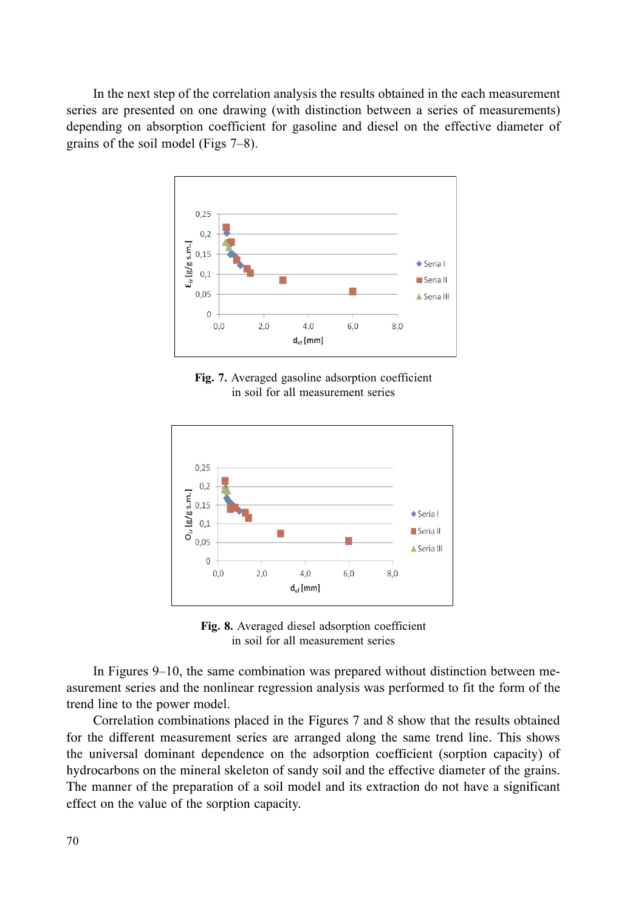In the next step of the correlation analysis the results obtained in the each measurement series are presented on one drawing (with distinction between a series of measurements) depending on absorption coefficient for gasoline and diesel on the effective diameter of grains of the soil model (Figs 7–8).

**Fig. 7.** Averaged gasoline adsorption coefficient in soil for all measurement series

**Fig. 8.** Averaged diesel adsorption coefficient in soil for all measurement series

In Figures 9–10, the same combination was prepared without distinction between measurement series and the nonlinear regression analysis was performed to fit the form of the trend line to the power model.

Correlation combinations placed in the Figures 7 and 8 show that the results obtained for the different measurement series are arranged along the same trend line. This shows the universal dominant dependence on the adsorption coefficient (sorption capacity) of hydrocarbons on the mineral skeleton of sandy soil and the effective diameter of the grains. The manner of the preparation of a soil model and its extraction do not have a significant effect on the value of the sorption capacity.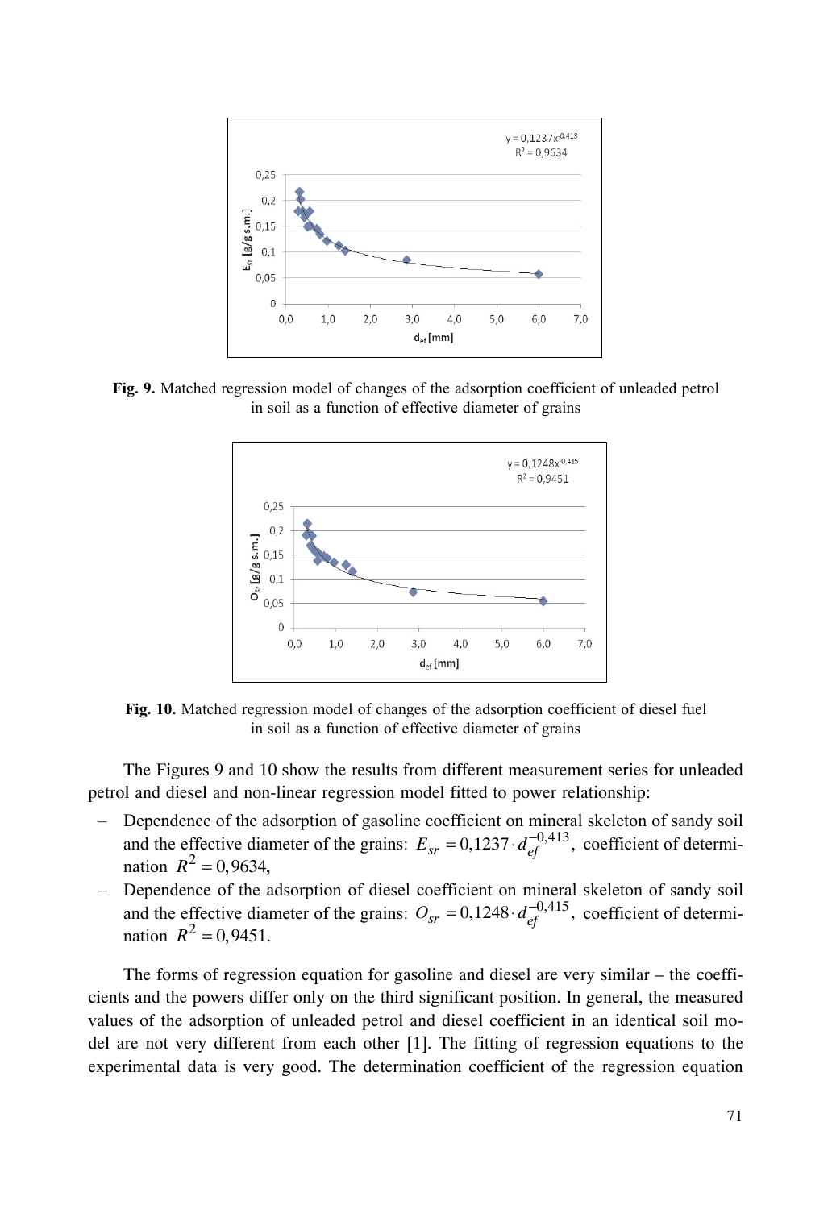**Fig. 9.** Matched regression model of changes of the adsorption coefficient of unleaded petrol in soil as a function of effective diameter of grains

**Fig. 10.** Matched regression model of changes of the adsorption coefficient of diesel fuel in soil as a function of effective diameter of grains

The Figures 9 and 10 show the results from different measurement series for unleaded petrol and diesel and non-linear regression model fitted to power relationship:

- Dependence of the adsorption of gasoline coefficient on mineral skeleton of sandy soil and the effective diameter of the grains: $E_{sr} = 0{,}1237 \cdot d_{ef}^{-0{,}413}$, coefficient of determination $R^2 = 0{,}9634$,
- Dependence of the adsorption of diesel coefficient on mineral skeleton of sandy soil and the effective diameter of the grains: $O_{sr} = 0{,}1248 \cdot d_{ef}^{-0{,}415}$, coefficient of determination $R^2 = 0{,}9451$.

The forms of regression equation for gasoline and diesel are very similar – the coefficients and the powers differ only on the third significant position. In general, the measured values of the adsorption of unleaded petrol and diesel coefficient in an identical soil model are not very different from each other [1]. The fitting of regression equations to the experimental data is very good. The determination coefficient of the regression equation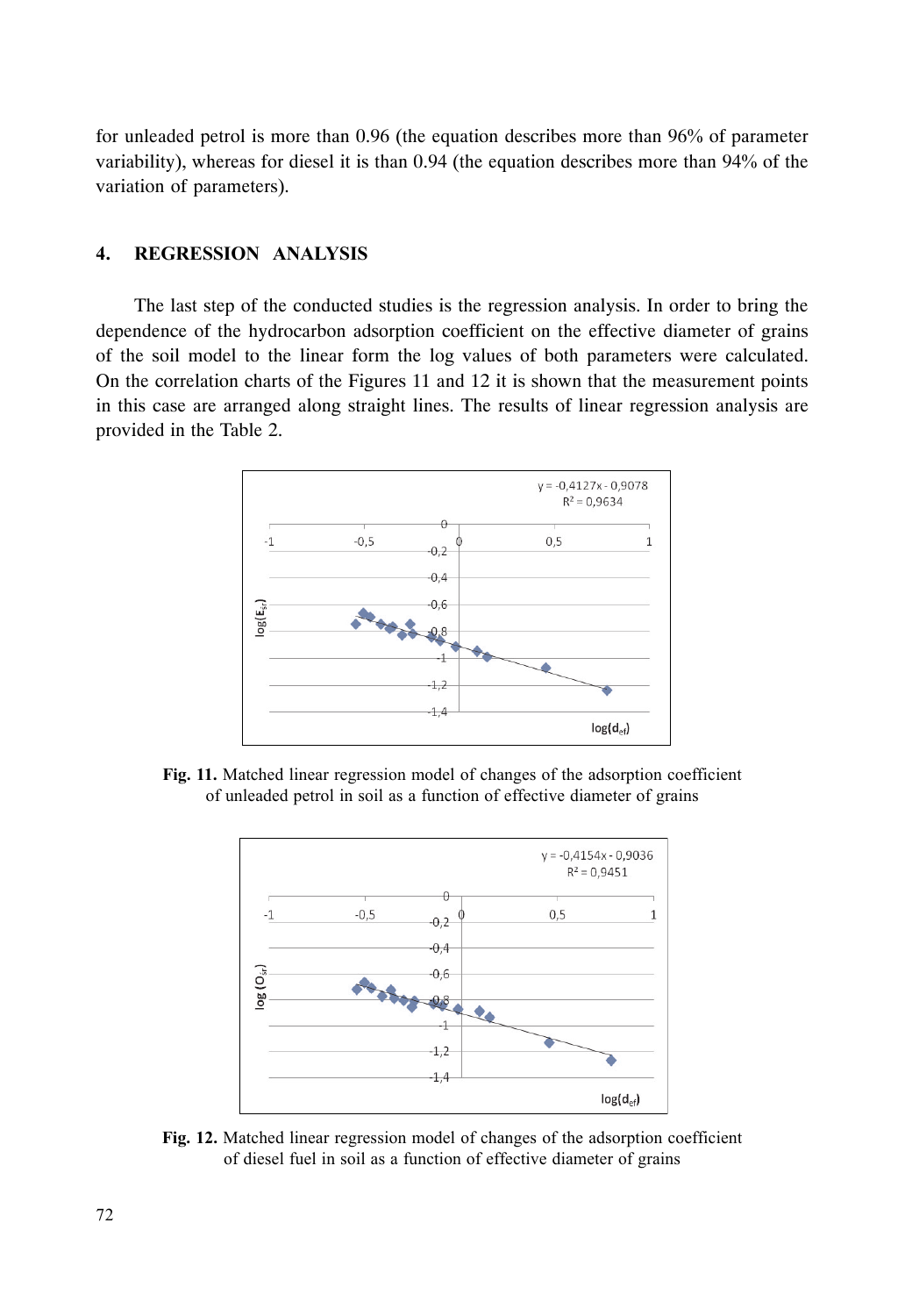for unleaded petrol is more than 0.96 (the equation describes more than 96% of parameter variability), whereas for diesel it is than 0.94 (the equation describes more than 94% of the variation of parameters).

## 4. REGRESSION ANALYSIS

The last step of the conducted studies is the regression analysis. In order to bring the dependence of the hydrocarbon adsorption coefficient on the effective diameter of grains of the soil model to the linear form the log values of both parameters were calculated. On the correlation charts of the Figures 11 and 12 it is shown that the measurement points in this case are arranged along straight lines. The results of linear regression analysis are provided in the Table 2.

$y = -0{,}4127x - 0{,}9078$, $R^2 = 0{,}9634$

**Fig. 11.** Matched linear regression model of changes of the adsorption coefficient of unleaded petrol in soil as a function of effective diameter of grains

$y = -0{,}4154x - 0{,}9036$, $R^2 = 0{,}9451$

**Fig. 12.** Matched linear regression model of changes of the adsorption coefficient of diesel fuel in soil as a function of effective diameter of grains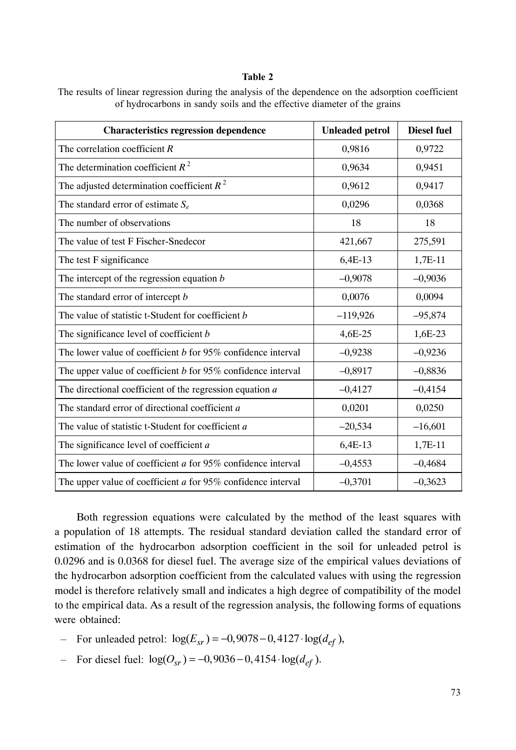**Table 2**

The results of linear regression during the analysis of the dependence on the adsorption coefficient of hydrocarbons in sandy soils and the effective diameter of the grains

| Characteristics regression dependence | Unleaded petrol | Diesel fuel |
|---|---|---|
| The correlation coefficient $R$ | 0,9816 | 0,9722 |
| The determination coefficient $R^2$ | 0,9634 | 0,9451 |
| The adjusted determination coefficient $R^2$ | 0,9612 | 0,9417 |
| The standard error of estimate $S_e$ | 0,0296 | 0,0368 |
| The number of observations | 18 | 18 |
| The value of test F Fischer-Snedecor | 421,667 | 275,591 |
| The test F significance | 6,4E-13 | 1,7E-11 |
| The intercept of the regression equation $b$ | –0,9078 | –0,9036 |
| The standard error of intercept $b$ | 0,0076 | 0,0094 |
| The value of statistic t-Student for coefficient $b$ | –119,926 | –95,874 |
| The significance level of coefficient $b$ | 4,6E-25 | 1,6E-23 |
| The lower value of coefficient $b$ for 95% confidence interval | –0,9238 | –0,9236 |
| The upper value of coefficient $b$ for 95% confidence interval | –0,8917 | –0,8836 |
| The directional coefficient of the regression equation $a$ | –0,4127 | –0,4154 |
| The standard error of directional coefficient $a$ | 0,0201 | 0,0250 |
| The value of statistic t-Student for coefficient $a$ | –20,534 | –16,601 |
| The significance level of coefficient $a$ | 6,4E-13 | 1,7E-11 |
| The lower value of coefficient $a$ for 95% confidence interval | –0,4553 | –0,4684 |
| The upper value of coefficient $a$ for 95% confidence interval | –0,3701 | –0,3623 |

Both regression equations were calculated by the method of the least squares with a population of 18 attempts. The residual standard deviation called the standard error of estimation of the hydrocarbon adsorption coefficient in the soil for unleaded petrol is 0.0296 and is 0.0368 for diesel fuel. The average size of the empirical values deviations of the hydrocarbon adsorption coefficient from the calculated values with using the regression model is therefore relatively small and indicates a high degree of compatibility of the model to the empirical data. As a result of the regression analysis, the following forms of equations were obtained:

- For unleaded petrol: $\log(E_{sr}) = -0,9078 - 0,4127 \cdot \log(d_{ef})$,
- For diesel fuel: $\log(O_{sr}) = -0,9036 - 0,4154 \cdot \log(d_{ef})$.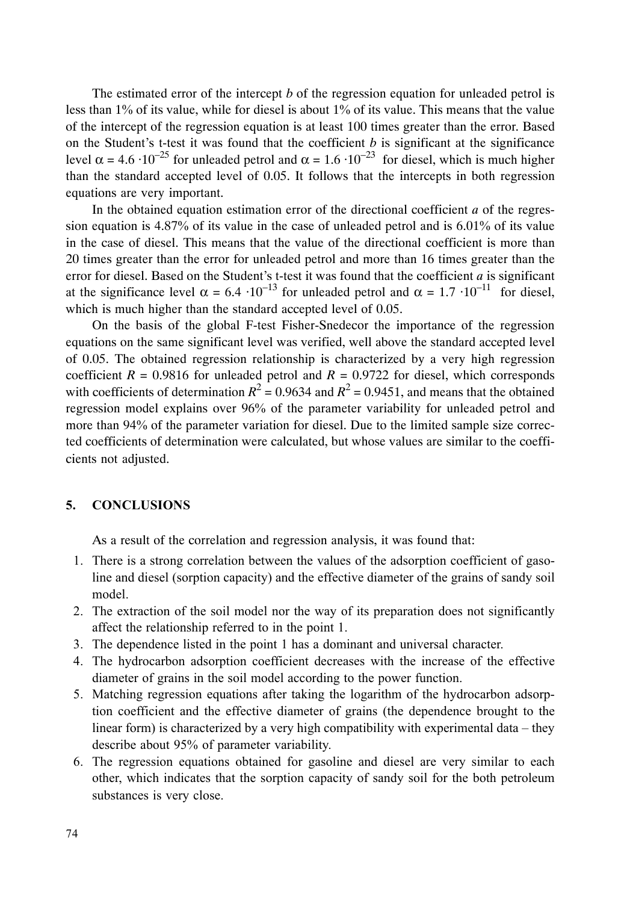The estimated error of the intercept *b* of the regression equation for unleaded petrol is less than 1% of its value, while for diesel is about 1% of its value. This means that the value of the intercept of the regression equation is at least 100 times greater than the error. Based on the Student's t-test it was found that the coefficient *b* is significant at the significance level $\alpha = 4.6 \cdot 10^{-25}$ for unleaded petrol and $\alpha = 1.6 \cdot 10^{-23}$ for diesel, which is much higher than the standard accepted level of 0.05. It follows that the intercepts in both regression equations are very important.

In the obtained equation estimation error of the directional coefficient *a* of the regression equation is 4.87% of its value in the case of unleaded petrol and is 6.01% of its value in the case of diesel. This means that the value of the directional coefficient is more than 20 times greater than the error for unleaded petrol and more than 16 times greater than the error for diesel. Based on the Student's t-test it was found that the coefficient *a* is significant at the significance level $\alpha = 6.4 \cdot 10^{-13}$ for unleaded petrol and $\alpha = 1.7 \cdot 10^{-11}$ for diesel, which is much higher than the standard accepted level of 0.05.

On the basis of the global F-test Fisher-Snedecor the importance of the regression equations on the same significant level was verified, well above the standard accepted level of 0.05. The obtained regression relationship is characterized by a very high regression coefficient $R = 0.9816$ for unleaded petrol and $R = 0.9722$ for diesel, which corresponds with coefficients of determination $R^2 = 0.9634$ and $R^2 = 0.9451$, and means that the obtained regression model explains over 96% of the parameter variability for unleaded petrol and more than 94% of the parameter variation for diesel. Due to the limited sample size corrected coefficients of determination were calculated, but whose values are similar to the coefficients not adjusted.

## 5. CONCLUSIONS

As a result of the correlation and regression analysis, it was found that:

1. There is a strong correlation between the values of the adsorption coefficient of gasoline and diesel (sorption capacity) and the effective diameter of the grains of sandy soil model.
2. The extraction of the soil model nor the way of its preparation does not significantly affect the relationship referred to in the point 1.
3. The dependence listed in the point 1 has a dominant and universal character.
4. The hydrocarbon adsorption coefficient decreases with the increase of the effective diameter of grains in the soil model according to the power function.
5. Matching regression equations after taking the logarithm of the hydrocarbon adsorption coefficient and the effective diameter of grains (the dependence brought to the linear form) is characterized by a very high compatibility with experimental data – they describe about 95% of parameter variability.
6. The regression equations obtained for gasoline and diesel are very similar to each other, which indicates that the sorption capacity of sandy soil for the both petroleum substances is very close.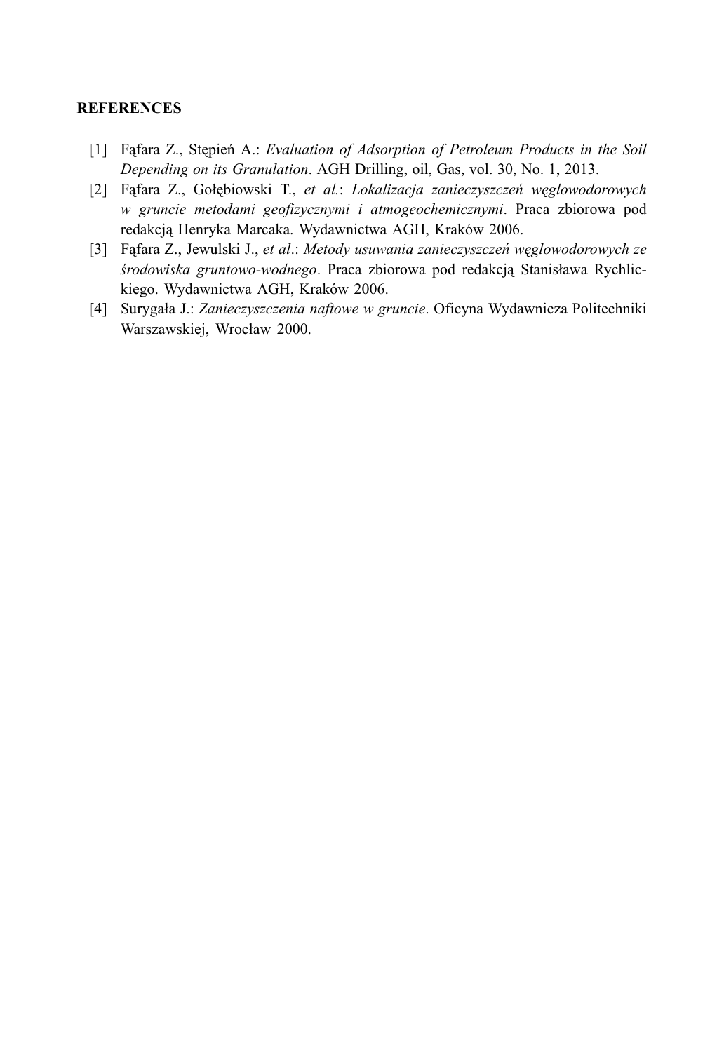## REFERENCES

[1] Fąfara Z., Stępień A.: *Evaluation of Adsorption of Petroleum Products in the Soil Depending on its Granulation*. AGH Drilling, oil, Gas, vol. 30, No. 1, 2013.

[2] Fąfara Z., Gołębiowski T., *et al.*: *Lokalizacja zanieczyszczeń węglowodorowych w gruncie metodami geofizycznymi i atmogeochemicznymi*. Praca zbiorowa pod redakcją Henryka Marcaka. Wydawnictwa AGH, Kraków 2006.

[3] Fąfara Z., Jewulski J., *et al*.: *Metody usuwania zanieczyszczeń węglowodorowych ze środowiska gruntowo-wodnego*. Praca zbiorowa pod redakcją Stanisława Rychlickiego. Wydawnictwa AGH, Kraków 2006.

[4] Surygała J.: *Zanieczyszczenia naftowe w gruncie*. Oficyna Wydawnicza Politechniki Warszawskiej, Wrocław 2000.